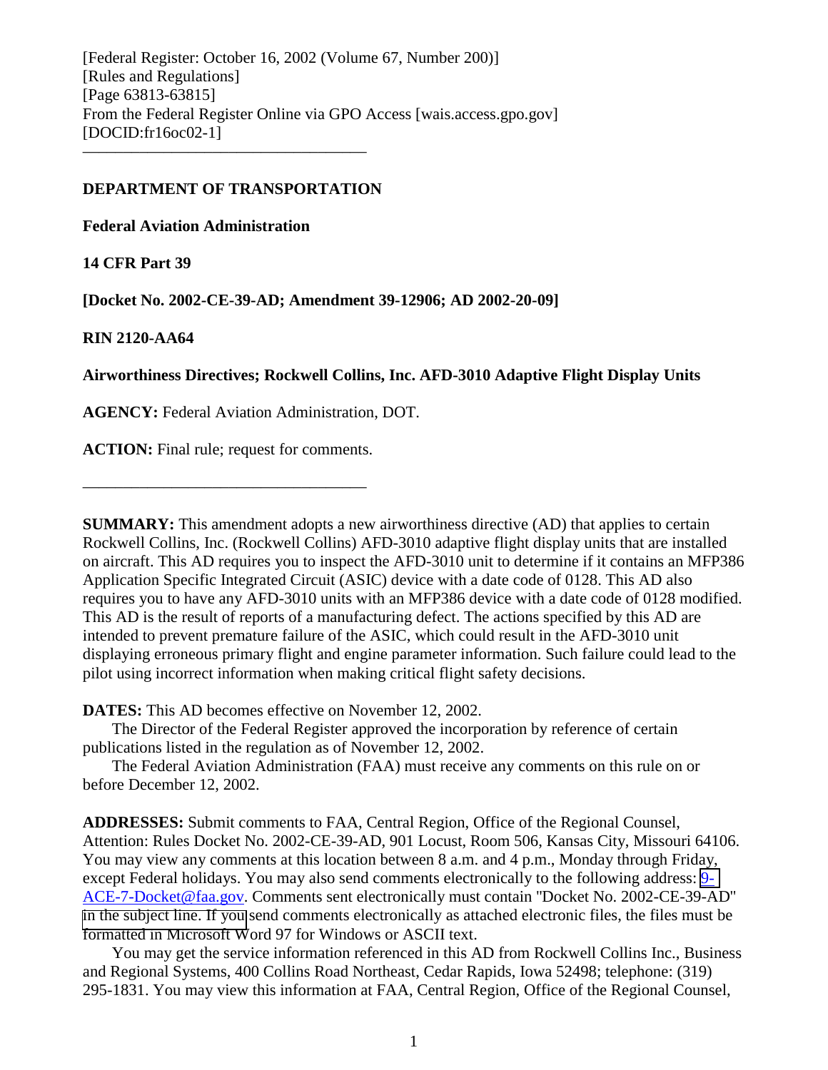[Federal Register: October 16, 2002 (Volume 67, Number 200)]
[Rules and Regulations]
[Page 63813-63815]
From the Federal Register Online via GPO Access [wais.access.gpo.gov]
[DOCID:fr16oc02-1]

---

**DEPARTMENT OF TRANSPORTATION**

**Federal Aviation Administration**

**14 CFR Part 39**

**[Docket No. 2002-CE-39-AD; Amendment 39-12906; AD 2002-20-09]**

**RIN 2120-AA64**

**Airworthiness Directives; Rockwell Collins, Inc. AFD-3010 Adaptive Flight Display Units**

**AGENCY:** Federal Aviation Administration, DOT.

**ACTION:** Final rule; request for comments.

---

**SUMMARY:** This amendment adopts a new airworthiness directive (AD) that applies to certain Rockwell Collins, Inc. (Rockwell Collins) AFD-3010 adaptive flight display units that are installed on aircraft. This AD requires you to inspect the AFD-3010 unit to determine if it contains an MFP386 Application Specific Integrated Circuit (ASIC) device with a date code of 0128. This AD also requires you to have any AFD-3010 units with an MFP386 device with a date code of 0128 modified. This AD is the result of reports of a manufacturing defect. The actions specified by this AD are intended to prevent premature failure of the ASIC, which could result in the AFD-3010 unit displaying erroneous primary flight and engine parameter information. Such failure could lead to the pilot using incorrect information when making critical flight safety decisions.

**DATES:** This AD becomes effective on November 12, 2002.

The Director of the Federal Register approved the incorporation by reference of certain publications listed in the regulation as of November 12, 2002.

The Federal Aviation Administration (FAA) must receive any comments on this rule on or before December 12, 2002.

**ADDRESSES:** Submit comments to FAA, Central Region, Office of the Regional Counsel, Attention: Rules Docket No. 2002-CE-39-AD, 901 Locust, Room 506, Kansas City, Missouri 64106. You may view any comments at this location between 8 a.m. and 4 p.m., Monday through Friday, except Federal holidays. You may also send comments electronically to the following address: 9-ACE-7-Docket@faa.gov. Comments sent electronically must contain "Docket No. 2002-CE-39-AD" in the subject line. If you send comments electronically as attached electronic files, the files must be formatted in Microsoft Word 97 for Windows or ASCII text.

You may get the service information referenced in this AD from Rockwell Collins Inc., Business and Regional Systems, 400 Collins Road Northeast, Cedar Rapids, Iowa 52498; telephone: (319) 295-1831. You may view this information at FAA, Central Region, Office of the Regional Counsel,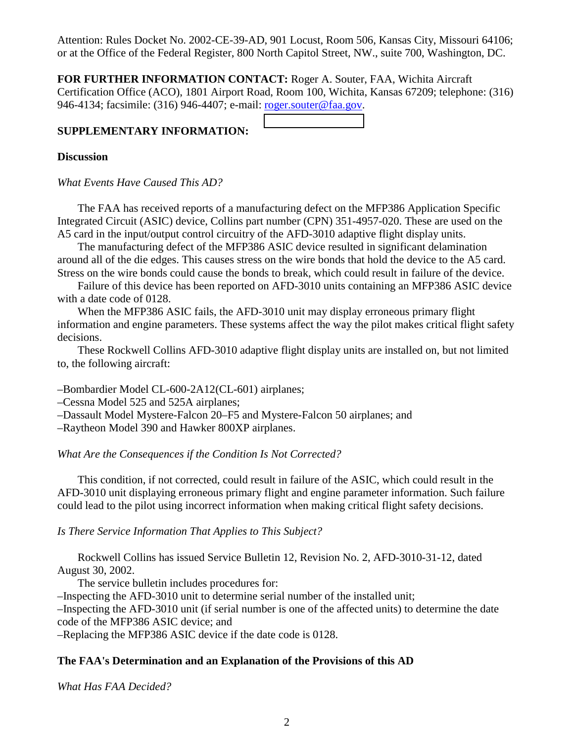Attention: Rules Docket No. 2002-CE-39-AD, 901 Locust, Room 506, Kansas City, Missouri 64106; or at the Office of the Federal Register, 800 North Capitol Street, NW., suite 700, Washington, DC.

**FOR FURTHER INFORMATION CONTACT:** Roger A. Souter, FAA, Wichita Aircraft Certification Office (ACO), 1801 Airport Road, Room 100, Wichita, Kansas 67209; telephone: (316) 946-4134; facsimile: (316) 946-4407; e-mail: roger.souter@faa.gov.

**SUPPLEMENTARY INFORMATION:**

**Discussion**

*What Events Have Caused This AD?*

The FAA has received reports of a manufacturing defect on the MFP386 Application Specific Integrated Circuit (ASIC) device, Collins part number (CPN) 351-4957-020. These are used on the A5 card in the input/output control circuitry of the AFD-3010 adaptive flight display units.

The manufacturing defect of the MFP386 ASIC device resulted in significant delamination around all of the die edges. This causes stress on the wire bonds that hold the device to the A5 card. Stress on the wire bonds could cause the bonds to break, which could result in failure of the device.

Failure of this device has been reported on AFD-3010 units containing an MFP386 ASIC device with a date code of 0128.

When the MFP386 ASIC fails, the AFD-3010 unit may display erroneous primary flight information and engine parameters. These systems affect the way the pilot makes critical flight safety decisions.

These Rockwell Collins AFD-3010 adaptive flight display units are installed on, but not limited to, the following aircraft:

–Bombardier Model CL-600-2A12(CL-601) airplanes;
–Cessna Model 525 and 525A airplanes;
–Dassault Model Mystere-Falcon 20–F5 and Mystere-Falcon 50 airplanes; and
–Raytheon Model 390 and Hawker 800XP airplanes.

*What Are the Consequences if the Condition Is Not Corrected?*

This condition, if not corrected, could result in failure of the ASIC, which could result in the AFD-3010 unit displaying erroneous primary flight and engine parameter information. Such failure could lead to the pilot using incorrect information when making critical flight safety decisions.

*Is There Service Information That Applies to This Subject?*

Rockwell Collins has issued Service Bulletin 12, Revision No. 2, AFD-3010-31-12, dated August 30, 2002.

The service bulletin includes procedures for:
–Inspecting the AFD-3010 unit to determine serial number of the installed unit;
–Inspecting the AFD-3010 unit (if serial number is one of the affected units) to determine the date code of the MFP386 ASIC device; and
–Replacing the MFP386 ASIC device if the date code is 0128.

**The FAA's Determination and an Explanation of the Provisions of this AD**

*What Has FAA Decided?*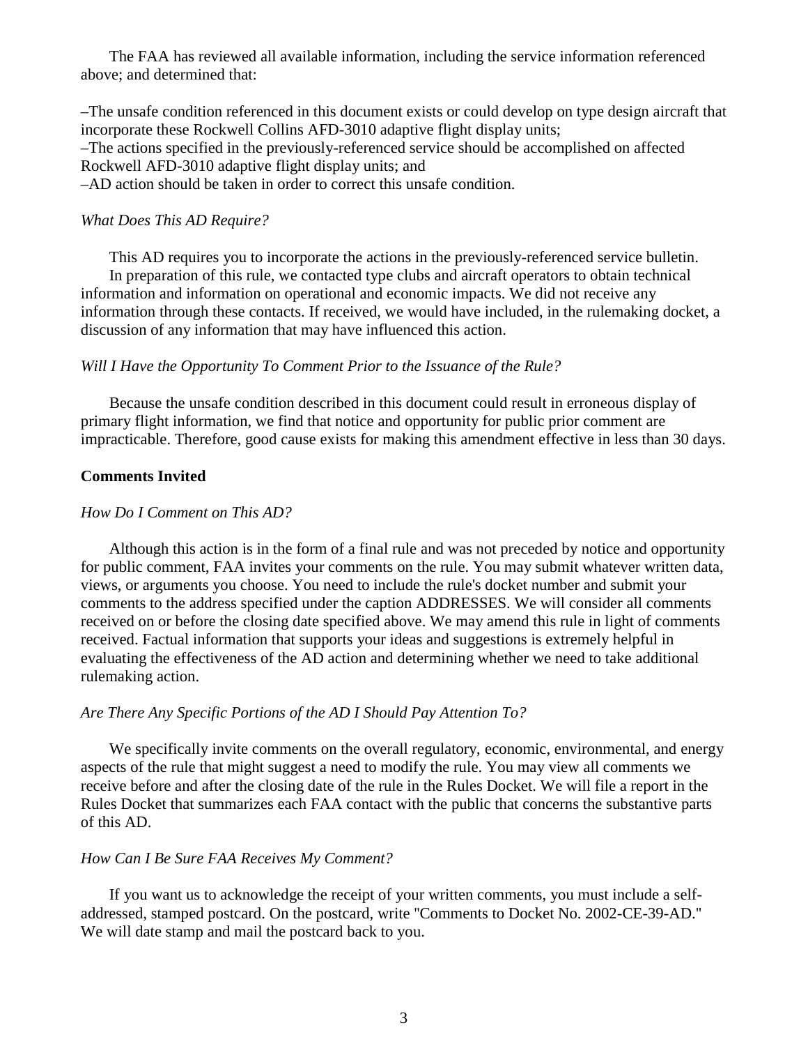The FAA has reviewed all available information, including the service information referenced above; and determined that:

–The unsafe condition referenced in this document exists or could develop on type design aircraft that incorporate these Rockwell Collins AFD-3010 adaptive flight display units;
–The actions specified in the previously-referenced service should be accomplished on affected Rockwell AFD-3010 adaptive flight display units; and
–AD action should be taken in order to correct this unsafe condition.

*What Does This AD Require?*

This AD requires you to incorporate the actions in the previously-referenced service bulletin.
In preparation of this rule, we contacted type clubs and aircraft operators to obtain technical information and information on operational and economic impacts. We did not receive any information through these contacts. If received, we would have included, in the rulemaking docket, a discussion of any information that may have influenced this action.

*Will I Have the Opportunity To Comment Prior to the Issuance of the Rule?*

Because the unsafe condition described in this document could result in erroneous display of primary flight information, we find that notice and opportunity for public prior comment are impracticable. Therefore, good cause exists for making this amendment effective in less than 30 days.

**Comments Invited**

*How Do I Comment on This AD?*

Although this action is in the form of a final rule and was not preceded by notice and opportunity for public comment, FAA invites your comments on the rule. You may submit whatever written data, views, or arguments you choose. You need to include the rule's docket number and submit your comments to the address specified under the caption ADDRESSES. We will consider all comments received on or before the closing date specified above. We may amend this rule in light of comments received. Factual information that supports your ideas and suggestions is extremely helpful in evaluating the effectiveness of the AD action and determining whether we need to take additional rulemaking action.

*Are There Any Specific Portions of the AD I Should Pay Attention To?*

We specifically invite comments on the overall regulatory, economic, environmental, and energy aspects of the rule that might suggest a need to modify the rule. You may view all comments we receive before and after the closing date of the rule in the Rules Docket. We will file a report in the Rules Docket that summarizes each FAA contact with the public that concerns the substantive parts of this AD.

*How Can I Be Sure FAA Receives My Comment?*

If you want us to acknowledge the receipt of your written comments, you must include a self-addressed, stamped postcard. On the postcard, write "Comments to Docket No. 2002-CE-39-AD." We will date stamp and mail the postcard back to you.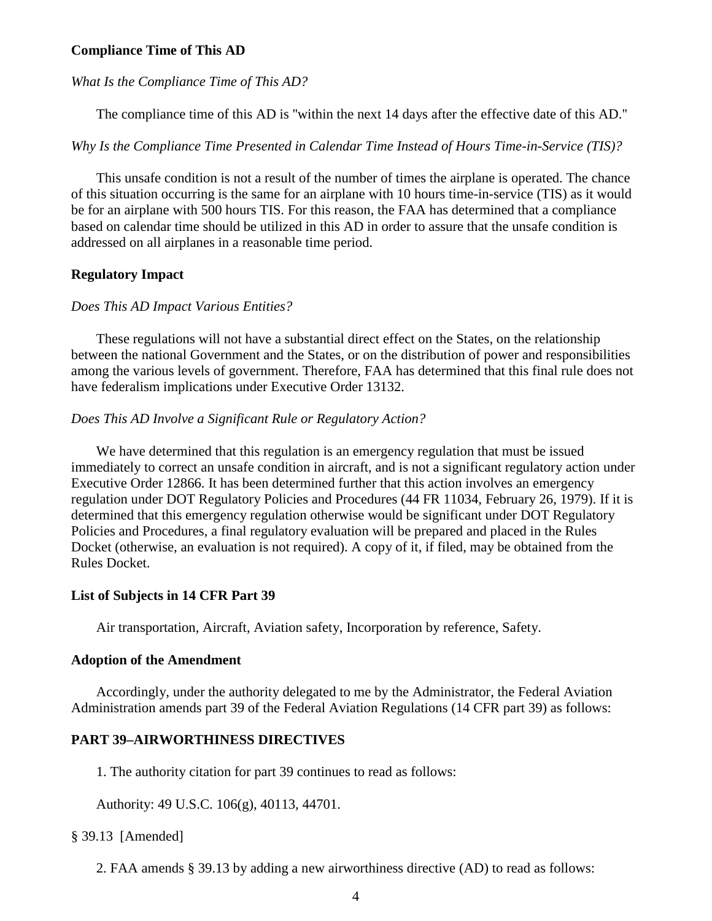## Compliance Time of This AD

*What Is the Compliance Time of This AD?*

The compliance time of this AD is "within the next 14 days after the effective date of this AD."

*Why Is the Compliance Time Presented in Calendar Time Instead of Hours Time-in-Service (TIS)?*

This unsafe condition is not a result of the number of times the airplane is operated. The chance of this situation occurring is the same for an airplane with 10 hours time-in-service (TIS) as it would be for an airplane with 500 hours TIS. For this reason, the FAA has determined that a compliance based on calendar time should be utilized in this AD in order to assure that the unsafe condition is addressed on all airplanes in a reasonable time period.

## Regulatory Impact

*Does This AD Impact Various Entities?*

These regulations will not have a substantial direct effect on the States, on the relationship between the national Government and the States, or on the distribution of power and responsibilities among the various levels of government. Therefore, FAA has determined that this final rule does not have federalism implications under Executive Order 13132.

*Does This AD Involve a Significant Rule or Regulatory Action?*

We have determined that this regulation is an emergency regulation that must be issued immediately to correct an unsafe condition in aircraft, and is not a significant regulatory action under Executive Order 12866. It has been determined further that this action involves an emergency regulation under DOT Regulatory Policies and Procedures (44 FR 11034, February 26, 1979). If it is determined that this emergency regulation otherwise would be significant under DOT Regulatory Policies and Procedures, a final regulatory evaluation will be prepared and placed in the Rules Docket (otherwise, an evaluation is not required). A copy of it, if filed, may be obtained from the Rules Docket.

## List of Subjects in 14 CFR Part 39

Air transportation, Aircraft, Aviation safety, Incorporation by reference, Safety.

## Adoption of the Amendment

Accordingly, under the authority delegated to me by the Administrator, the Federal Aviation Administration amends part 39 of the Federal Aviation Regulations (14 CFR part 39) as follows:

## PART 39–AIRWORTHINESS DIRECTIVES

1. The authority citation for part 39 continues to read as follows:

Authority: 49 U.S.C. 106(g), 40113, 44701.

§ 39.13 [Amended]

2. FAA amends § 39.13 by adding a new airworthiness directive (AD) to read as follows: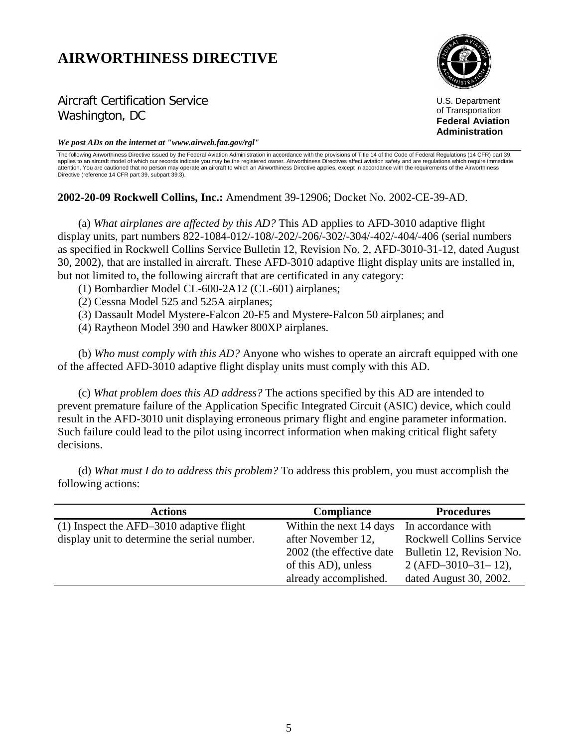# AIRWORTHINESS DIRECTIVE

Aircraft Certification Service
Washington, DC

U.S. Department of Transportation
**Federal Aviation Administration**

***We post ADs on the internet at "www.airweb.faa.gov/rgl"***

The following Airworthiness Directive issued by the Federal Aviation Administration in accordance with the provisions of Title 14 of the Code of Federal Regulations (14 CFR) part 39, applies to an aircraft model of which our records indicate you may be the registered owner. Airworthiness Directives affect aviation safety and are regulations which require immediate attention. You are cautioned that no person may operate an aircraft to which an Airworthiness Directive applies, except in accordance with the requirements of the Airworthiness Directive (reference 14 CFR part 39, subpart 39.3).

**2002-20-09 Rockwell Collins, Inc.:** Amendment 39-12906; Docket No. 2002-CE-39-AD.

(a) *What airplanes are affected by this AD?* This AD applies to AFD-3010 adaptive flight display units, part numbers 822-1084-012/-108/-202/-206/-302/-304/-402/-404/-406 (serial numbers as specified in Rockwell Collins Service Bulletin 12, Revision No. 2, AFD-3010-31-12, dated August 30, 2002), that are installed in aircraft. These AFD-3010 adaptive flight display units are installed in, but not limited to, the following aircraft that are certificated in any category:

(1) Bombardier Model CL-600-2A12 (CL-601) airplanes;

(2) Cessna Model 525 and 525A airplanes;

(3) Dassault Model Mystere-Falcon 20-F5 and Mystere-Falcon 50 airplanes; and

(4) Raytheon Model 390 and Hawker 800XP airplanes.

(b) *Who must comply with this AD?* Anyone who wishes to operate an aircraft equipped with one of the affected AFD-3010 adaptive flight display units must comply with this AD.

(c) *What problem does this AD address?* The actions specified by this AD are intended to prevent premature failure of the Application Specific Integrated Circuit (ASIC) device, which could result in the AFD-3010 unit displaying erroneous primary flight and engine parameter information. Such failure could lead to the pilot using incorrect information when making critical flight safety decisions.

(d) *What must I do to address this problem?* To address this problem, you must accomplish the following actions:

| Actions | Compliance | Procedures |
|---|---|---|
| (1) Inspect the AFD–3010 adaptive flight display unit to determine the serial number. | Within the next 14 days after November 12, 2002 (the effective date of this AD), unless already accomplished. | In accordance with Rockwell Collins Service Bulletin 12, Revision No. 2 (AFD–3010–31– 12), dated August 30, 2002. |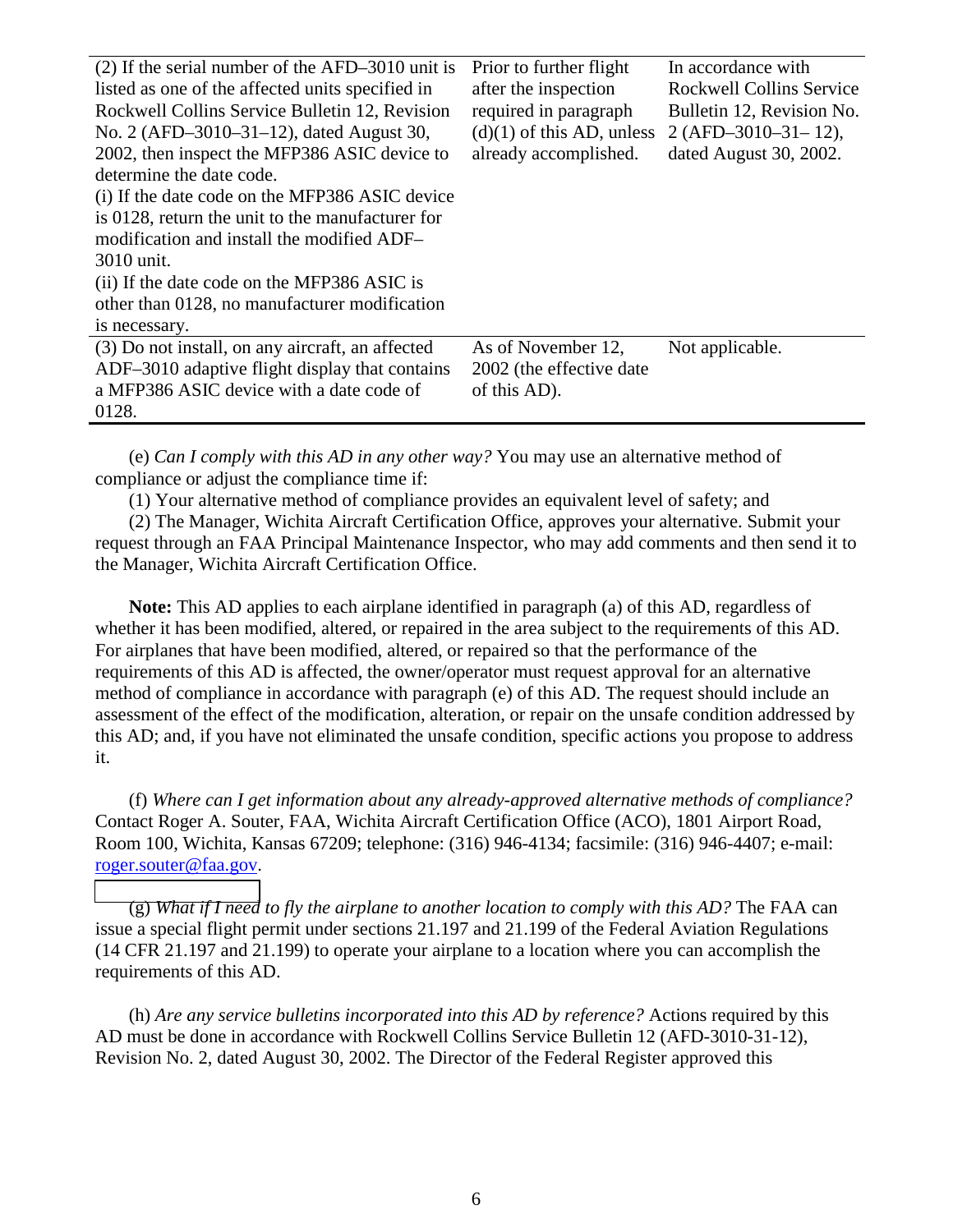| | | |
|---|---|---|
| (2) If the serial number of the AFD–3010 unit is listed as one of the affected units specified in Rockwell Collins Service Bulletin 12, Revision No. 2 (AFD–3010–31–12), dated August 30, 2002, then inspect the MFP386 ASIC device to determine the date code.<br>(i) If the date code on the MFP386 ASIC device is 0128, return the unit to the manufacturer for modification and install the modified ADF–3010 unit.<br>(ii) If the date code on the MFP386 ASIC is other than 0128, no manufacturer modification is necessary. | Prior to further flight after the inspection required in paragraph (d)(1) of this AD, unless already accomplished. | In accordance with Rockwell Collins Service Bulletin 12, Revision No. 2 (AFD–3010–31– 12), dated August 30, 2002. |
| (3) Do not install, on any aircraft, an affected ADF–3010 adaptive flight display that contains a MFP386 ASIC device with a date code of 0128. | As of November 12, 2002 (the effective date of this AD). | Not applicable. |

(e) *Can I comply with this AD in any other way?* You may use an alternative method of compliance or adjust the compliance time if:

(1) Your alternative method of compliance provides an equivalent level of safety; and

(2) The Manager, Wichita Aircraft Certification Office, approves your alternative. Submit your request through an FAA Principal Maintenance Inspector, who may add comments and then send it to the Manager, Wichita Aircraft Certification Office.

**Note:** This AD applies to each airplane identified in paragraph (a) of this AD, regardless of whether it has been modified, altered, or repaired in the area subject to the requirements of this AD. For airplanes that have been modified, altered, or repaired so that the performance of the requirements of this AD is affected, the owner/operator must request approval for an alternative method of compliance in accordance with paragraph (e) of this AD. The request should include an assessment of the effect of the modification, alteration, or repair on the unsafe condition addressed by this AD; and, if you have not eliminated the unsafe condition, specific actions you propose to address it.

(f) *Where can I get information about any already-approved alternative methods of compliance?* Contact Roger A. Souter, FAA, Wichita Aircraft Certification Office (ACO), 1801 Airport Road, Room 100, Wichita, Kansas 67209; telephone: (316) 946-4134; facsimile: (316) 946-4407; e-mail: roger.souter@faa.gov.

(g) *What if I need to fly the airplane to another location to comply with this AD?* The FAA can issue a special flight permit under sections 21.197 and 21.199 of the Federal Aviation Regulations (14 CFR 21.197 and 21.199) to operate your airplane to a location where you can accomplish the requirements of this AD.

(h) *Are any service bulletins incorporated into this AD by reference?* Actions required by this AD must be done in accordance with Rockwell Collins Service Bulletin 12 (AFD-3010-31-12), Revision No. 2, dated August 30, 2002. The Director of the Federal Register approved this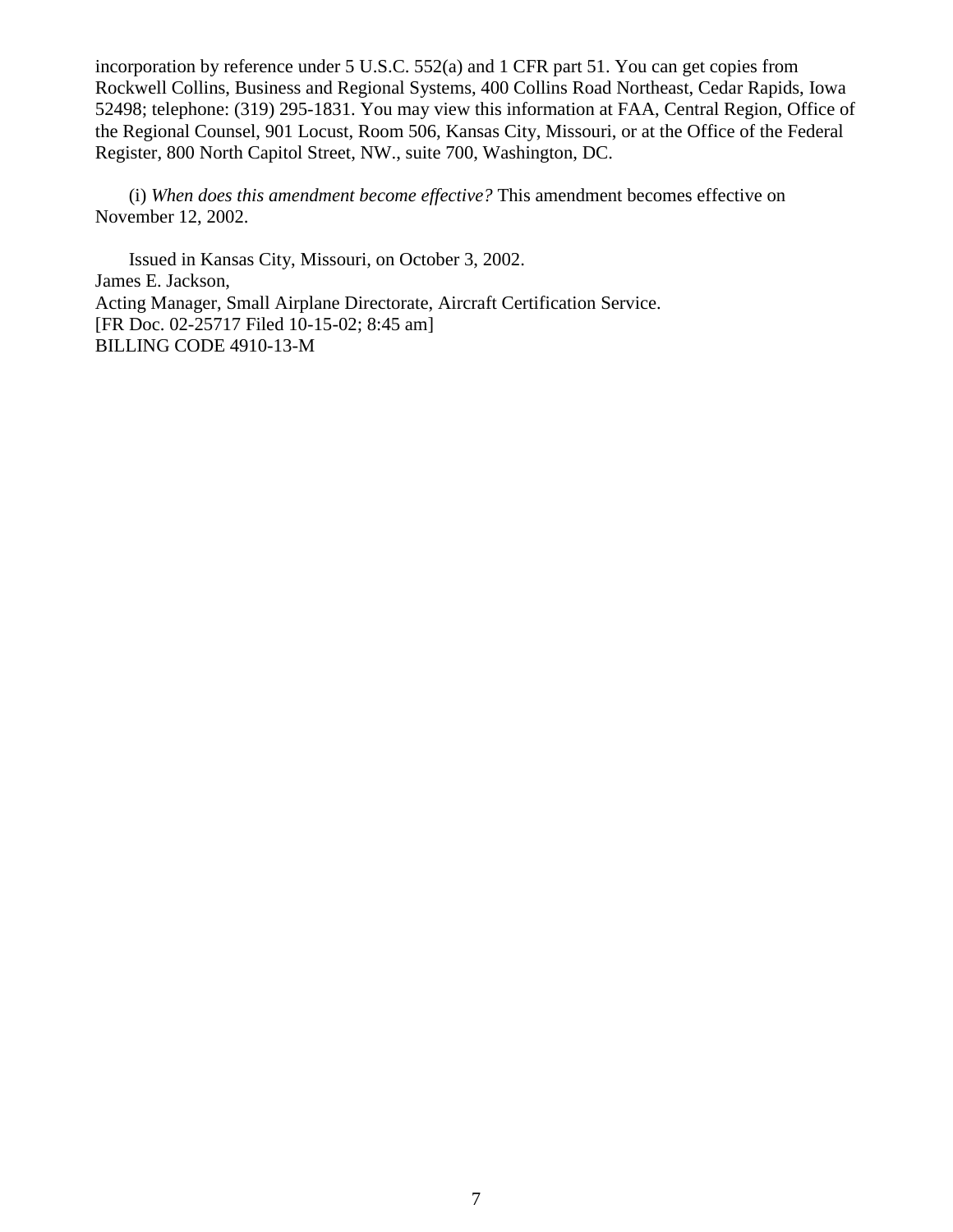incorporation by reference under 5 U.S.C. 552(a) and 1 CFR part 51. You can get copies from Rockwell Collins, Business and Regional Systems, 400 Collins Road Northeast, Cedar Rapids, Iowa 52498; telephone: (319) 295-1831. You may view this information at FAA, Central Region, Office of the Regional Counsel, 901 Locust, Room 506, Kansas City, Missouri, or at the Office of the Federal Register, 800 North Capitol Street, NW., suite 700, Washington, DC.

(i) *When does this amendment become effective?* This amendment becomes effective on November 12, 2002.

Issued in Kansas City, Missouri, on October 3, 2002.
James E. Jackson,
Acting Manager, Small Airplane Directorate, Aircraft Certification Service.
[FR Doc. 02-25717 Filed 10-15-02; 8:45 am]
BILLING CODE 4910-13-M